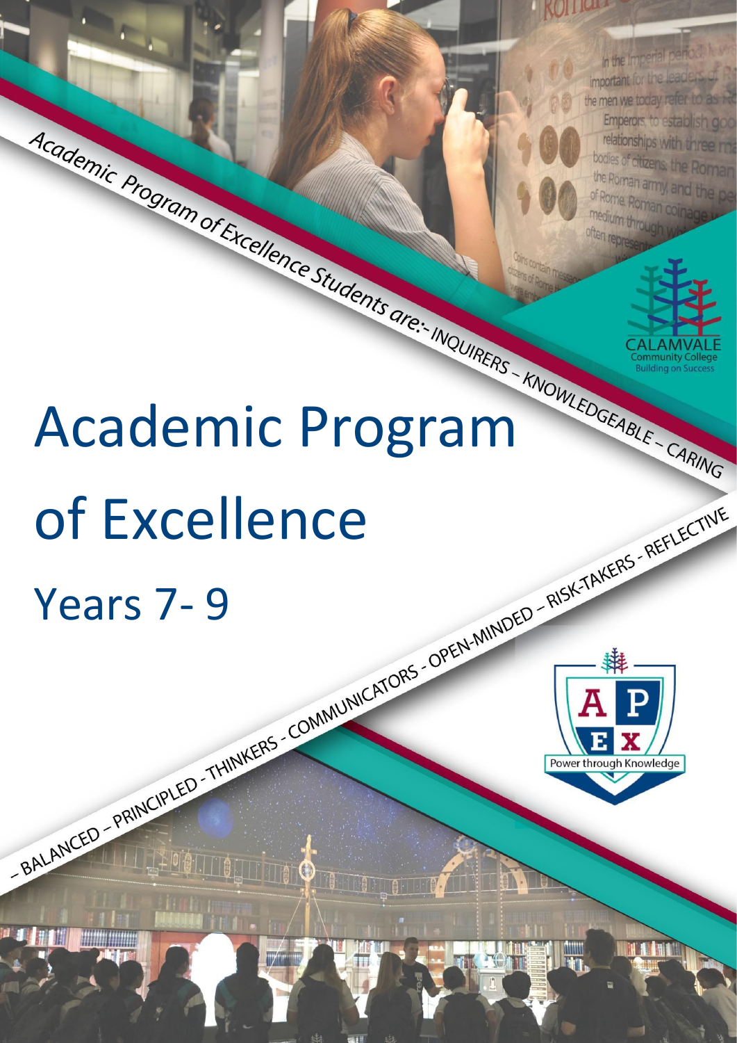Academic Program of Excellence Students are:- INQUIRERS – KNOWLEDGEABLE – CARING – BALANCED – PRINCIPLED - THINKERS - COMMUNICATORS - OPEN-MINDED – RISK-TAKERS - REFLECTIVE

CALAMVALE Community College
Building on Success

# Academic Program of Excellence

## Years 7- 9

A P E X
Power through Knowledge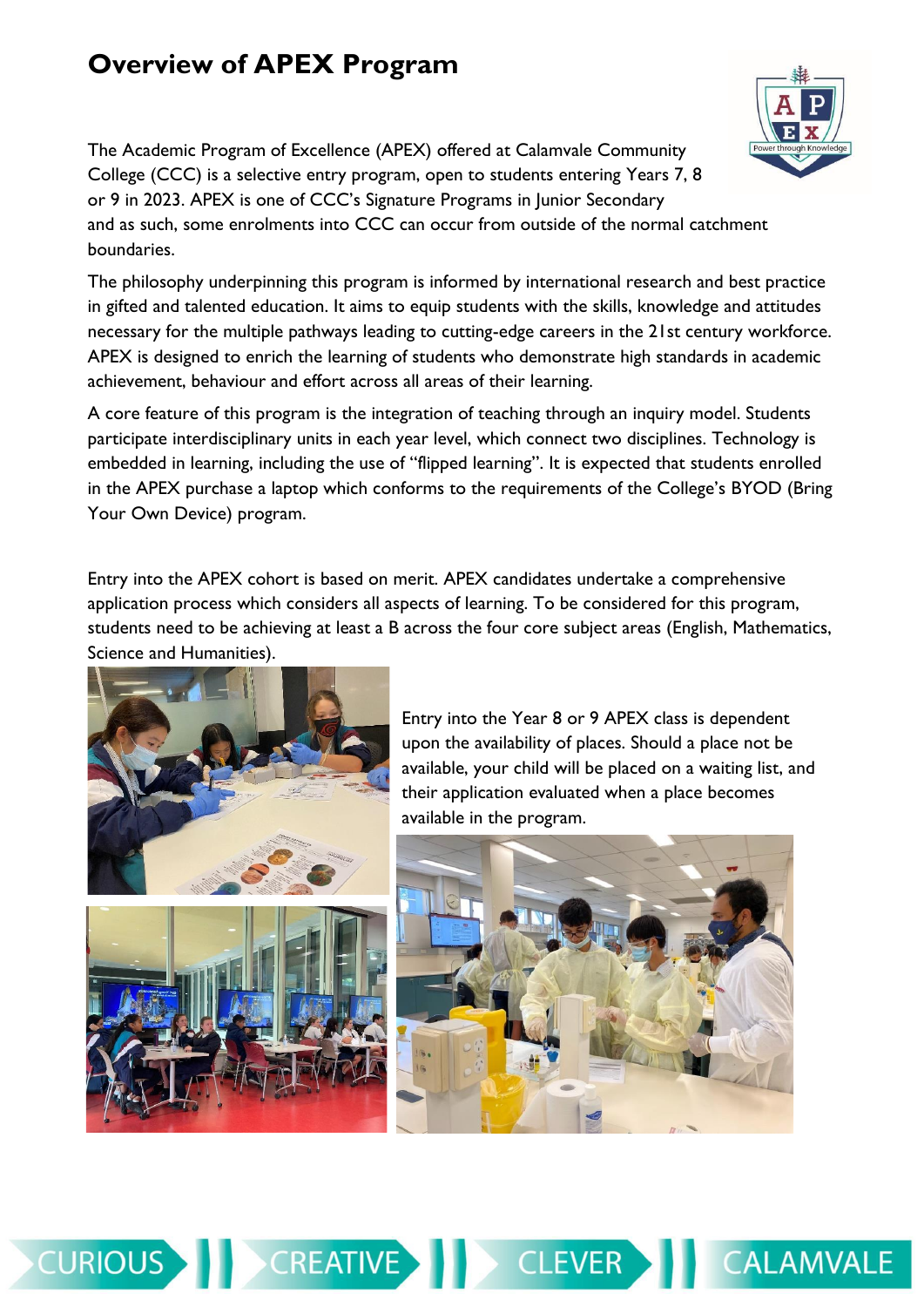# Overview of APEX Program

The Academic Program of Excellence (APEX) offered at Calamvale Community College (CCC) is a selective entry program, open to students entering Years 7, 8 or 9 in 2023. APEX is one of CCC's Signature Programs in Junior Secondary and as such, some enrolments into CCC can occur from outside of the normal catchment boundaries.

The philosophy underpinning this program is informed by international research and best practice in gifted and talented education. It aims to equip students with the skills, knowledge and attitudes necessary for the multiple pathways leading to cutting-edge careers in the 21st century workforce. APEX is designed to enrich the learning of students who demonstrate high standards in academic achievement, behaviour and effort across all areas of their learning.

A core feature of this program is the integration of teaching through an inquiry model. Students participate interdisciplinary units in each year level, which connect two disciplines. Technology is embedded in learning, including the use of "flipped learning". It is expected that students enrolled in the APEX purchase a laptop which conforms to the requirements of the College's BYOD (Bring Your Own Device) program.

Entry into the APEX cohort is based on merit. APEX candidates undertake a comprehensive application process which considers all aspects of learning. To be considered for this program, students need to be achieving at least a B across the four core subject areas (English, Mathematics, Science and Humanities).

Entry into the Year 8 or 9 APEX class is dependent upon the availability of places. Should a place not be available, your child will be placed on a waiting list, and their application evaluated when a place becomes available in the program.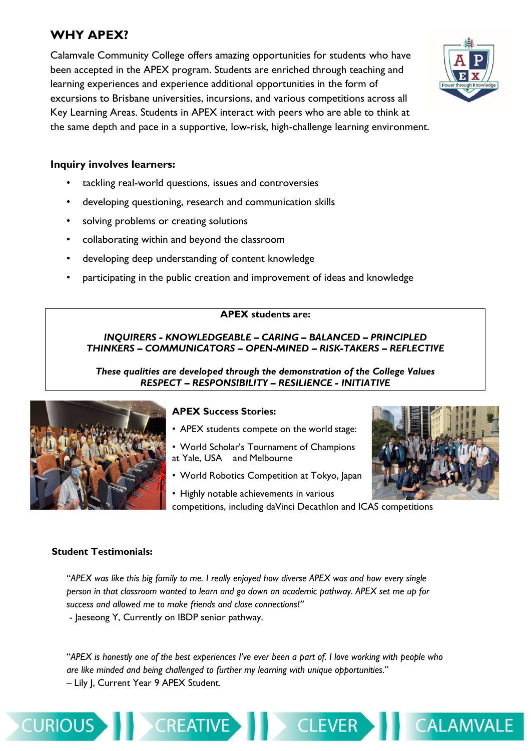## WHY APEX?

Calamvale Community College offers amazing opportunities for students who have been accepted in the APEX program. Students are enriched through teaching and learning experiences and experience additional opportunities in the form of excursions to Brisbane universities, incursions, and various competitions across all Key Learning Areas. Students in APEX interact with peers who are able to think at the same depth and pace in a supportive, low-risk, high-challenge learning environment.

**Inquiry involves learners:**

- tackling real-world questions, issues and controversies
- developing questioning, research and communication skills
- solving problems or creating solutions
- collaborating within and beyond the classroom
- developing deep understanding of content knowledge
- participating in the public creation and improvement of ideas and knowledge

**APEX students are:**

***INQUIRERS - KNOWLEDGEABLE – CARING – BALANCED – PRINCIPLED THINKERS – COMMUNICATORS – OPEN-MINED – RISK-TAKERS – REFLECTIVE***

***These qualities are developed through the demonstration of the College Values RESPECT – RESPONSIBILITY – RESILIENCE - INITIATIVE***

**APEX Success Stories:**

- APEX students compete on the world stage:
- World Scholar's Tournament of Champions at Yale, USA and Melbourne
- World Robotics Competition at Tokyo, Japan
- Highly notable achievements in various competitions, including daVinci Decathlon and ICAS competitions

**Student Testimonials:**

*"APEX was like this big family to me. I really enjoyed how diverse APEX was and how every single person in that classroom wanted to learn and go down an academic pathway. APEX set me up for success and allowed me to make friends and close connections!"*
- Jaeseong Y, Currently on IBDP senior pathway.

*"APEX is honestly one of the best experiences I've ever been a part of. I love working with people who are like minded and being challenged to further my learning with unique opportunities."*
– Lily J, Current Year 9 APEX Student.

CURIOUS CREATIVE CLEVER CALAMVALE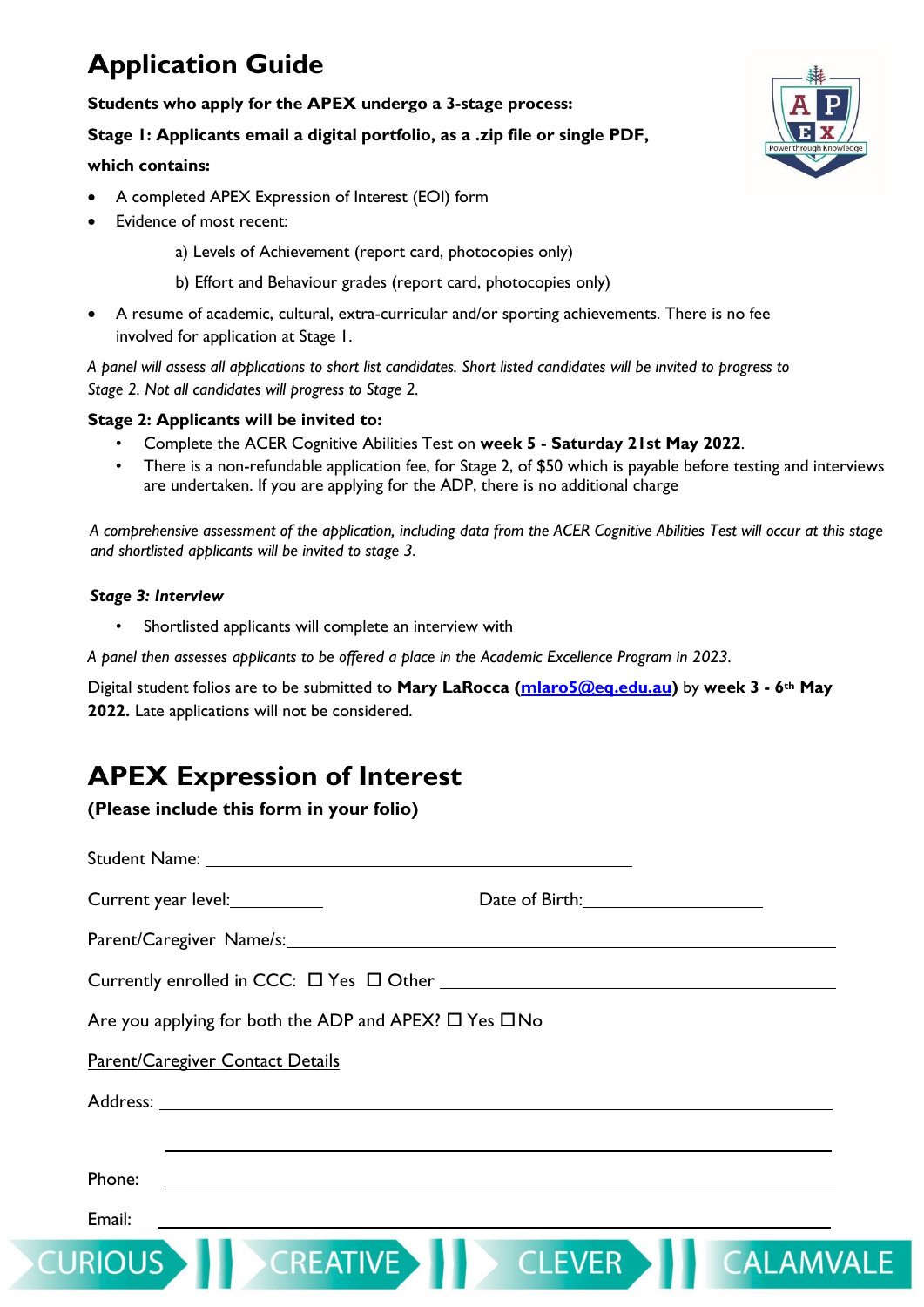# Application Guide

**Students who apply for the APEX undergo a 3-stage process:**

**Stage 1: Applicants email a digital portfolio, as a .zip file or single PDF, which contains:**

- A completed APEX Expression of Interest (EOI) form
- Evidence of most recent:
  - a) Levels of Achievement (report card, photocopies only)
  - b) Effort and Behaviour grades (report card, photocopies only)
- A resume of academic, cultural, extra-curricular and/or sporting achievements. There is no fee involved for application at Stage 1.

*A panel will assess all applications to short list candidates. Short listed candidates will be invited to progress to Stage 2. Not all candidates will progress to Stage 2.*

**Stage 2: Applicants will be invited to:**

- Complete the ACER Cognitive Abilities Test on **week 5 - Saturday 21st May 2022**.
- There is a non-refundable application fee, for Stage 2, of $50 which is payable before testing and interviews are undertaken. If you are applying for the ADP, there is no additional charge

*A comprehensive assessment of the application, including data from the ACER Cognitive Abilities Test will occur at this stage and shortlisted applicants will be invited to stage 3.*

***Stage 3: Interview***

- Shortlisted applicants will complete an interview with

*A panel then assesses applicants to be offered a place in the Academic Excellence Program in 2023.*

Digital student folios are to be submitted to **Mary LaRocca (mlaro5@eq.edu.au)** by **week 3 - 6th May 2022.** Late applications will not be considered.

# APEX Expression of Interest

**(Please include this form in your folio)**

Student Name: ____________________________________________

Current year level: __________ Date of Birth: __________________

Parent/Caregiver Name/s: ____________________________________________

Currently enrolled in CCC: ☐ Yes ☐ Other ______________________________

Are you applying for both the ADP and APEX? ☐ Yes ☐ No

Parent/Caregiver Contact Details

Address: ____________________________________________

____________________________________________

Phone: ____________________________________________

Email: ____________________________________________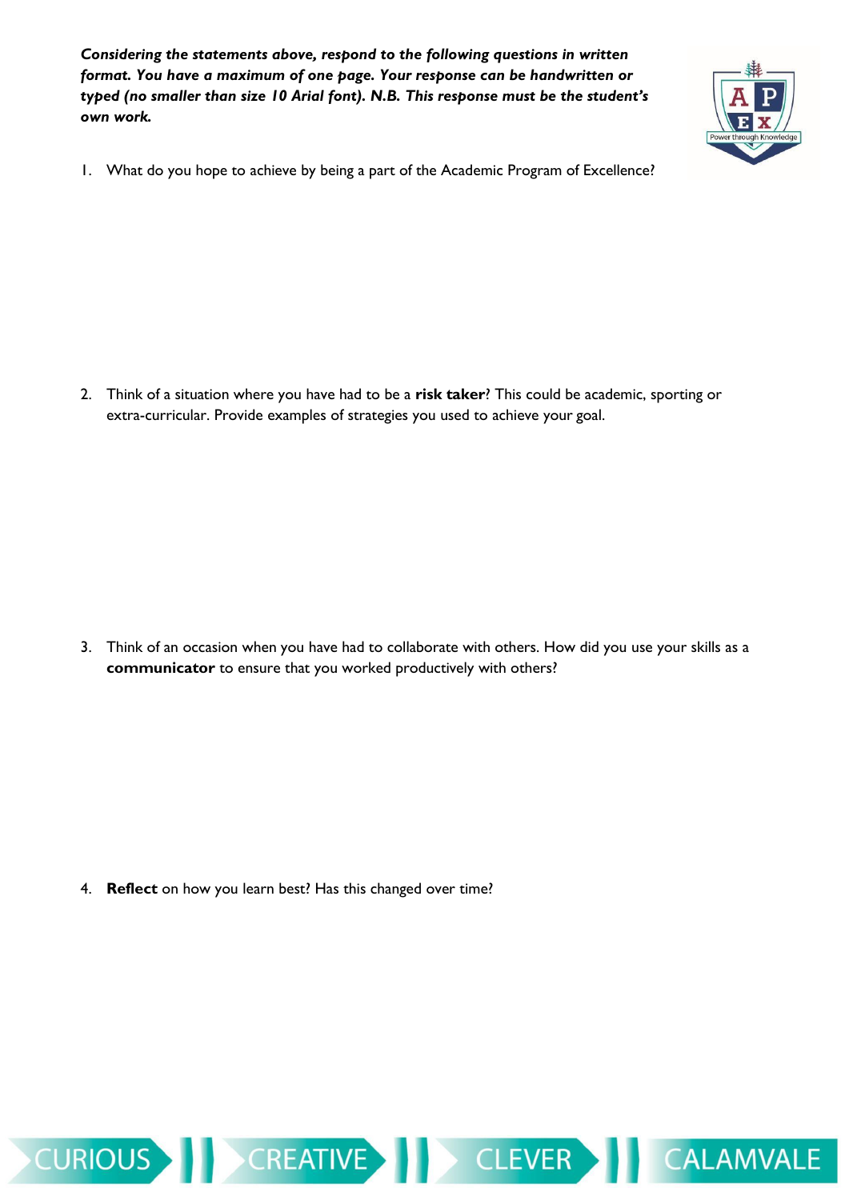***Considering the statements above, respond to the following questions in written format. You have a maximum of one page. Your response can be handwritten or typed (no smaller than size 10 Arial font). N.B. This response must be the student's own work.***

1. What do you hope to achieve by being a part of the Academic Program of Excellence?

2. Think of a situation where you have had to be a **risk taker**? This could be academic, sporting or extra-curricular. Provide examples of strategies you used to achieve your goal.

3. Think of an occasion when you have had to collaborate with others. How did you use your skills as a **communicator** to ensure that you worked productively with others?

4. **Reflect** on how you learn best? Has this changed over time?

CURIOUS | CREATIVE | CLEVER | CALAMVALE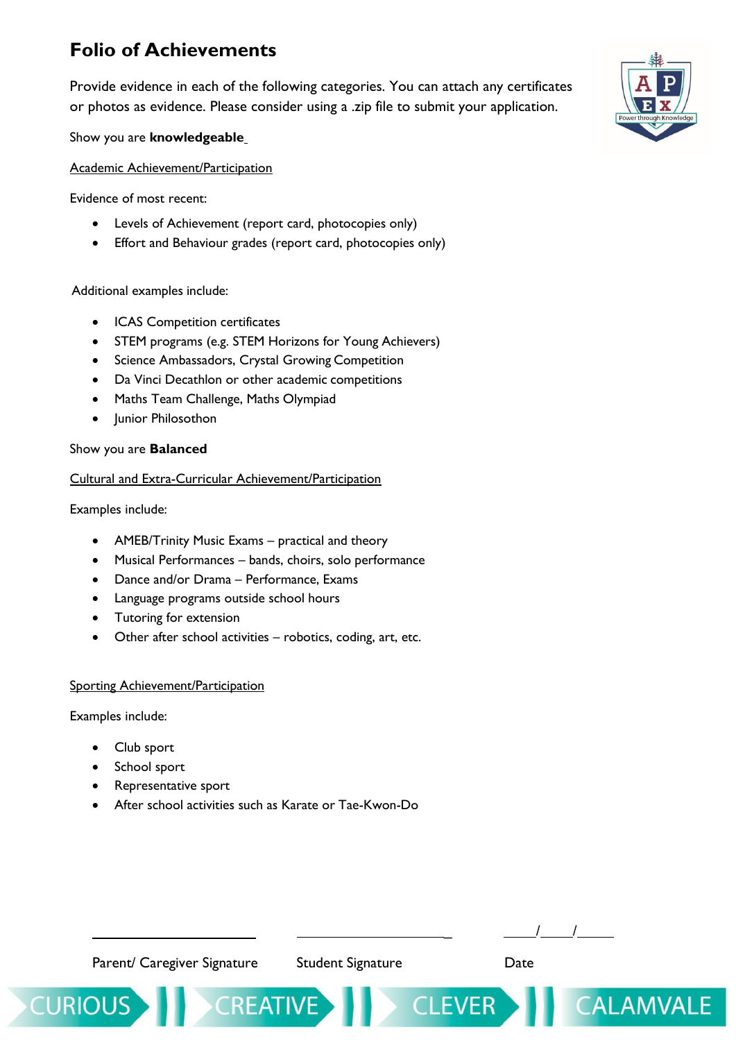# Folio of Achievements

Provide evidence in each of the following categories. You can attach any certificates or photos as evidence. Please consider using a .zip file to submit your application.

Show you are **knowledgeable**

Academic Achievement/Participation

Evidence of most recent:

- Levels of Achievement (report card, photocopies only)
- Effort and Behaviour grades (report card, photocopies only)

Additional examples include:

- ICAS Competition certificates
- STEM programs (e.g. STEM Horizons for Young Achievers)
- Science Ambassadors, Crystal Growing Competition
- Da Vinci Decathlon or other academic competitions
- Maths Team Challenge, Maths Olympiad
- Junior Philosothon

Show you are **Balanced**

Cultural and Extra-Curricular Achievement/Participation

Examples include:

- AMEB/Trinity Music Exams – practical and theory
- Musical Performances – bands, choirs, solo performance
- Dance and/or Drama – Performance, Exams
- Language programs outside school hours
- Tutoring for extension
- Other after school activities – robotics, coding, art, etc.

Sporting Achievement/Participation

Examples include:

- Club sport
- School sport
- Representative sport
- After school activities such as Karate or Tae-Kwon-Do

______________________ ______________________ ____/____/____

Parent/ Caregiver Signature Student Signature Date